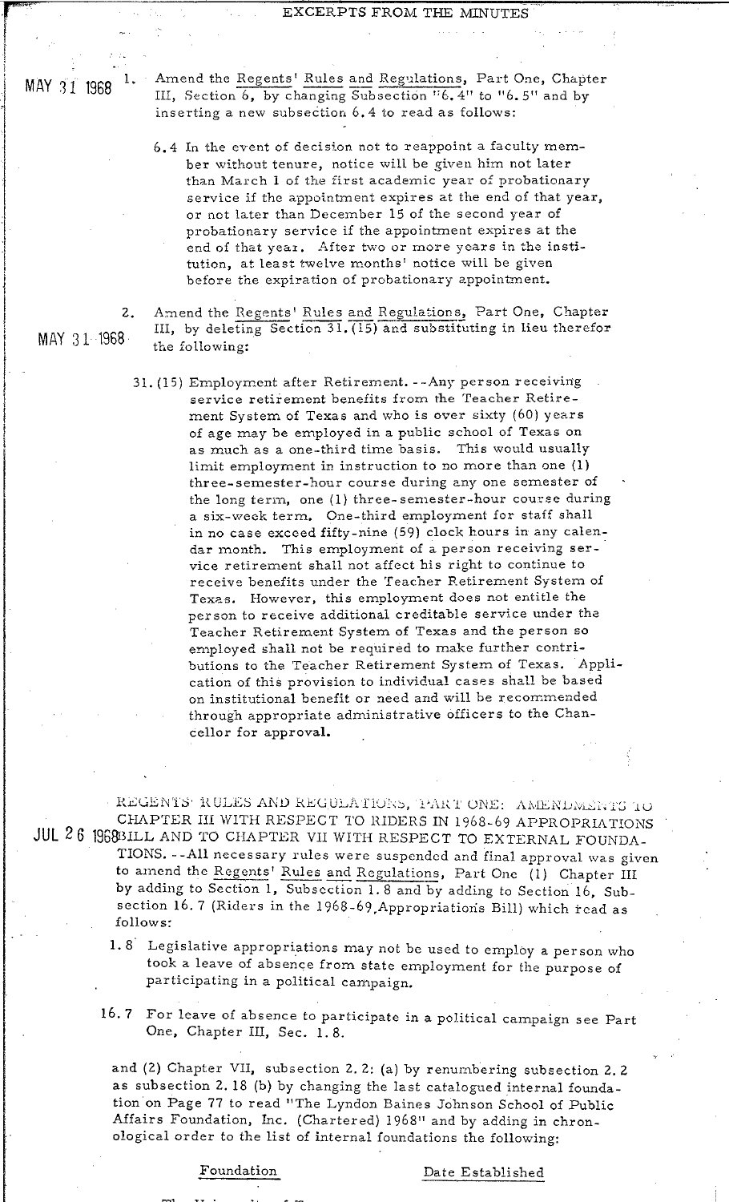EXCERPTS FROM THE MINUTES

MAY 31 1968

1. Amend the Regents' Rules and Regulations, Part One, Chapter III, Section 6, by changing Subsection "6.4" to "6.5" and by inserting a new subsection 6.4 to read as follows:

   6.4 In the event of decision not to reappoint a faculty member without tenure, notice will be given him not later than March 1 of the first academic year of probationary service if the appointment expires at the end of that year, or not later than December 15 of the second year of probationary service if the appointment expires at the end of that year. After two or more years in the institution, at least twelve months' notice will be given before the expiration of probationary appointment.

MAY 31 1968

2. Amend the Regents' Rules and Regulations, Part One, Chapter III, by deleting Section 31.(15) and substituting in lieu therefor the following:

   31.(15) Employment after Retirement.--Any person receiving service retirement benefits from the Teacher Retirement System of Texas and who is over sixty (60) years of age may be employed in a public school of Texas on as much as a one-third time basis. This would usually limit employment in instruction to no more than one (1) three-semester-hour course during any one semester of the long term, one (1) three-semester-hour course during a six-week term. One-third employment for staff shall in no case exceed fifty-nine (59) clock hours in any calendar month. This employment of a person receiving service retirement shall not affect his right to continue to receive benefits under the Teacher Retirement System of Texas. However, this employment does not entitle the person to receive additional creditable service under the Teacher Retirement System of Texas and the person so employed shall not be required to make further contributions to the Teacher Retirement System of Texas. Application of this provision to individual cases shall be based on institutional benefit or need and will be recommended through appropriate administrative officers to the Chancellor for approval.

JUL 26 1968

REGENTS' RULES AND REGULATIONS, PART ONE: AMENDMENTS TO CHAPTER III WITH RESPECT TO RIDERS IN 1968-69 APPROPRIATIONS BILL AND TO CHAPTER VII WITH RESPECT TO EXTERNAL FOUNDATIONS.--All necessary rules were suspended and final approval was given to amend the Regents' Rules and Regulations, Part One (1) Chapter III by adding to Section 1, Subsection 1.8 and by adding to Section 16, Subsection 16.7 (Riders in the 1968-69 Appropriations Bill) which read as follows:

1.8 Legislative appropriations may not be used to employ a person who took a leave of absence from state employment for the purpose of participating in a political campaign.

16.7 For leave of absence to participate in a political campaign see Part One, Chapter III, Sec. 1.8.

and (2) Chapter VII, subsection 2.2: (a) by renumbering subsection 2.2 as subsection 2.18 (b) by changing the last catalogued internal foundation on Page 77 to read "The Lyndon Baines Johnson School of Public Affairs Foundation, Inc. (Chartered) 1968" and by adding in chronological order to the list of internal foundations the following:

| Foundation | Date Established |
|---|---|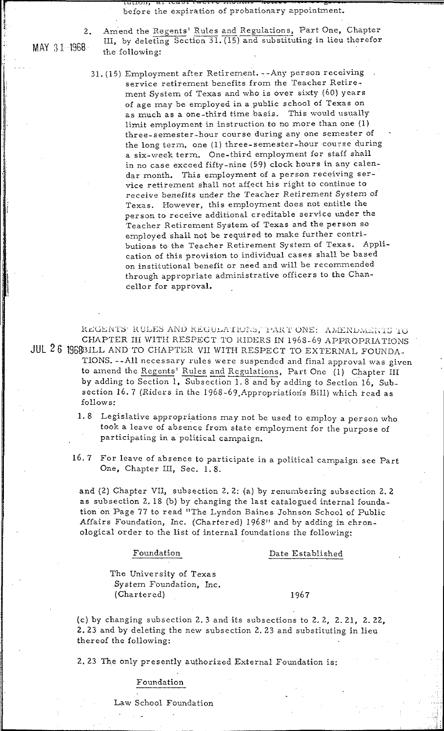before the expiration of probationary appointment.

MAY 31 1968

2. Amend the Regents' Rules and Regulations, Part One, Chapter III, by deleting Section 31.(15) and substituting in lieu therefor the following:

   31.(15) Employment after Retirement.--Any person receiving service retirement benefits from the Teacher Retirement System of Texas and who is over sixty (60) years of age may be employed in a public school of Texas on as much as a one-third time basis. This would usually limit employment in instruction to no more than one (1) three-semester-hour course during any one semester of the long term, one (1) three-semester-hour course during a six-week term. One-third employment for staff shall in no case exceed fifty-nine (59) clock hours in any calendar month. This employment of a person receiving service retirement shall not affect his right to continue to receive benefits under the Teacher Retirement System of Texas. However, this employment does not entitle the person to receive additional creditable service under the Teacher Retirement System of Texas and the person so employed shall not be required to make further contributions to the Teacher Retirement System of Texas. Application of this provision to individual cases shall be based on institutional benefit or need and will be recommended through appropriate administrative officers to the Chancellor for approval.

JUL 26 1968

REGENTS' RULES AND REGULATIONS, PART ONE: AMENDMENTS TO CHAPTER III WITH RESPECT TO RIDERS IN 1968-69 APPROPRIATIONS BILL AND TO CHAPTER VII WITH RESPECT TO EXTERNAL FOUNDATIONS.--All necessary rules were suspended and final approval was given to amend the Regents' Rules and Regulations, Part One (1) Chapter III by adding to Section 1, Subsection 1.8 and by adding to Section 16, Subsection 16.7 (Riders in the 1968-69 Appropriations Bill) which read as follows:

1.8 Legislative appropriations may not be used to employ a person who took a leave of absence from state employment for the purpose of participating in a political campaign.

16.7 For leave of absence to participate in a political campaign see Part One, Chapter III, Sec. 1.8.

and (2) Chapter VII, subsection 2.2: (a) by renumbering subsection 2.2 as subsection 2.18 (b) by changing the last catalogued internal foundation on Page 77 to read "The Lyndon Baines Johnson School of Public Affairs Foundation, Inc. (Chartered) 1968" and by adding in chronological order to the list of internal foundations the following:

| Foundation | Date Established |
|---|---|
| The University of Texas System Foundation, Inc. (Chartered) | 1967 |

(c) by changing subsection 2.3 and its subsections to 2.2, 2.21, 2.22, 2.23 and by deleting the new subsection 2.23 and substituting in lieu thereof the following:

2.23 The only presently authorized External Foundation is:

Foundation

Law School Foundation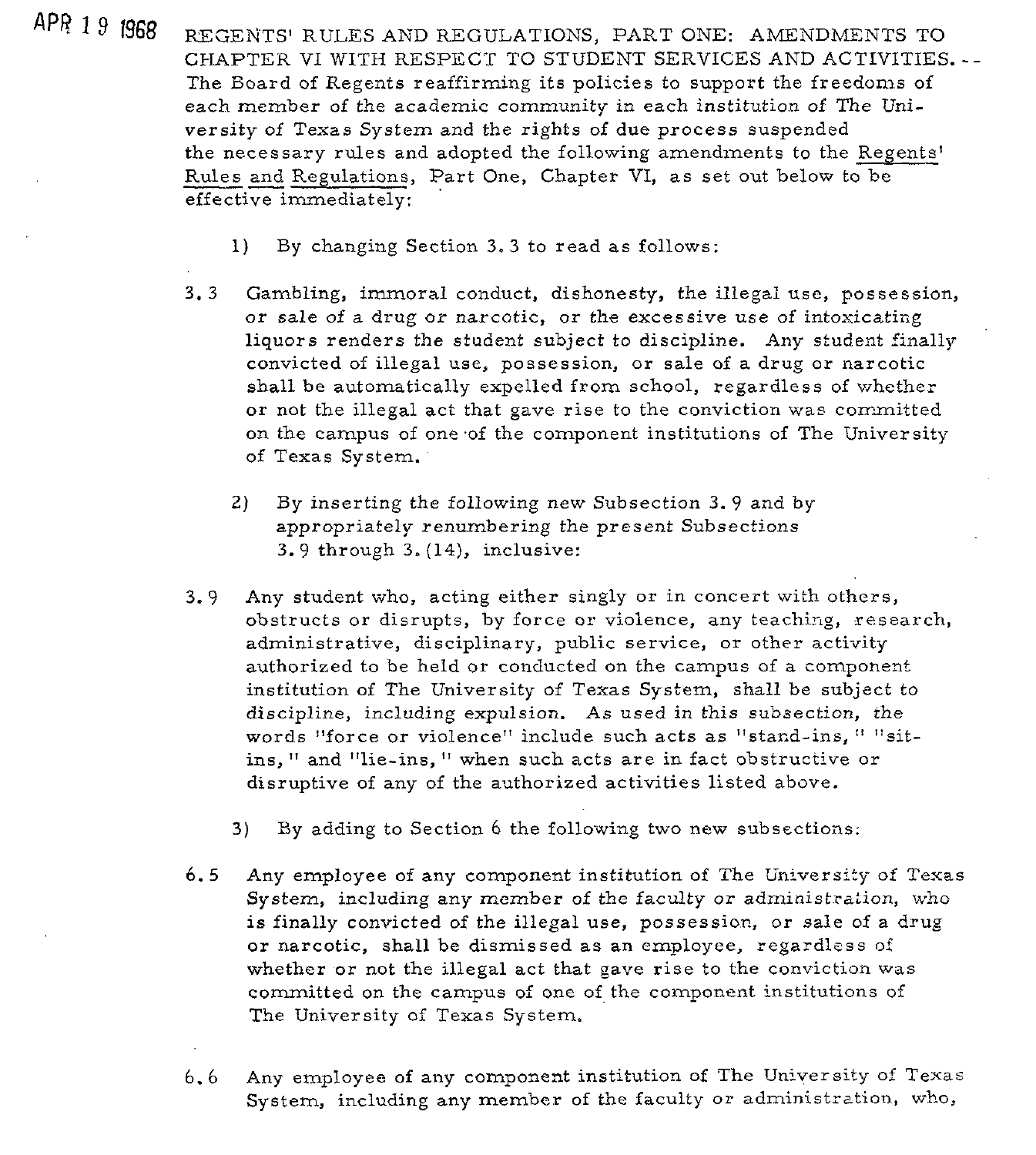APR 19 1968

REGENTS' RULES AND REGULATIONS, PART ONE: AMENDMENTS TO CHAPTER VI WITH RESPECT TO STUDENT SERVICES AND ACTIVITIES. -- The Board of Regents reaffirming its policies to support the freedoms of each member of the academic community in each institution of The University of Texas System and the rights of due process suspended the necessary rules and adopted the following amendments to the Regents' Rules and Regulations, Part One, Chapter VI, as set out below to be effective immediately:

1) By changing Section 3.3 to read as follows:

3.3 Gambling, immoral conduct, dishonesty, the illegal use, possession, or sale of a drug or narcotic, or the excessive use of intoxicating liquors renders the student subject to discipline. Any student finally convicted of illegal use, possession, or sale of a drug or narcotic shall be automatically expelled from school, regardless of whether or not the illegal act that gave rise to the conviction was committed on the campus of one of the component institutions of The University of Texas System.

2) By inserting the following new Subsection 3.9 and by appropriately renumbering the present Subsections 3.9 through 3.(14), inclusive:

3.9 Any student who, acting either singly or in concert with others, obstructs or disrupts, by force or violence, any teaching, research, administrative, disciplinary, public service, or other activity authorized to be held or conducted on the campus of a component institution of The University of Texas System, shall be subject to discipline, including expulsion. As used in this subsection, the words "force or violence" include such acts as "stand-ins," "sit-ins," and "lie-ins," when such acts are in fact obstructive or disruptive of any of the authorized activities listed above.

3) By adding to Section 6 the following two new subsections:

6.5 Any employee of any component institution of The University of Texas System, including any member of the faculty or administration, who is finally convicted of the illegal use, possession, or sale of a drug or narcotic, shall be dismissed as an employee, regardless of whether or not the illegal act that gave rise to the conviction was committed on the campus of one of the component institutions of The University of Texas System.

6.6 Any employee of any component institution of The University of Texas System, including any member of the faculty or administration, who,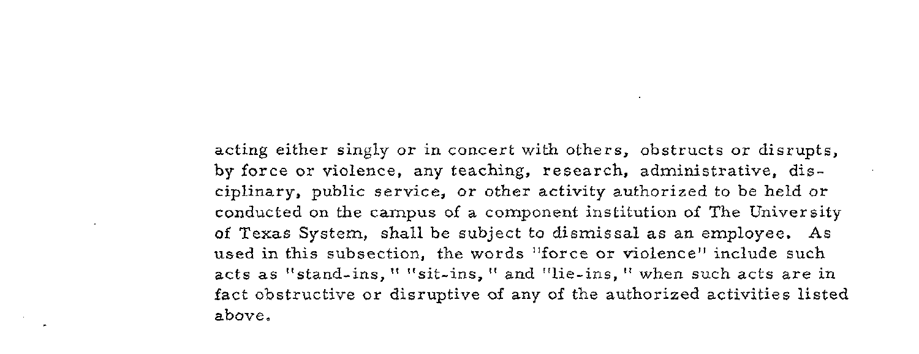acting either singly or in concert with others, obstructs or disrupts, by force or violence, any teaching, research, administrative, disciplinary, public service, or other activity authorized to be held or conducted on the campus of a component institution of The University of Texas System, shall be subject to dismissal as an employee. As used in this subsection, the words "force or violence" include such acts as "stand-ins," "sit-ins," and "lie-ins," when such acts are in fact obstructive or disruptive of any of the authorized activities listed above.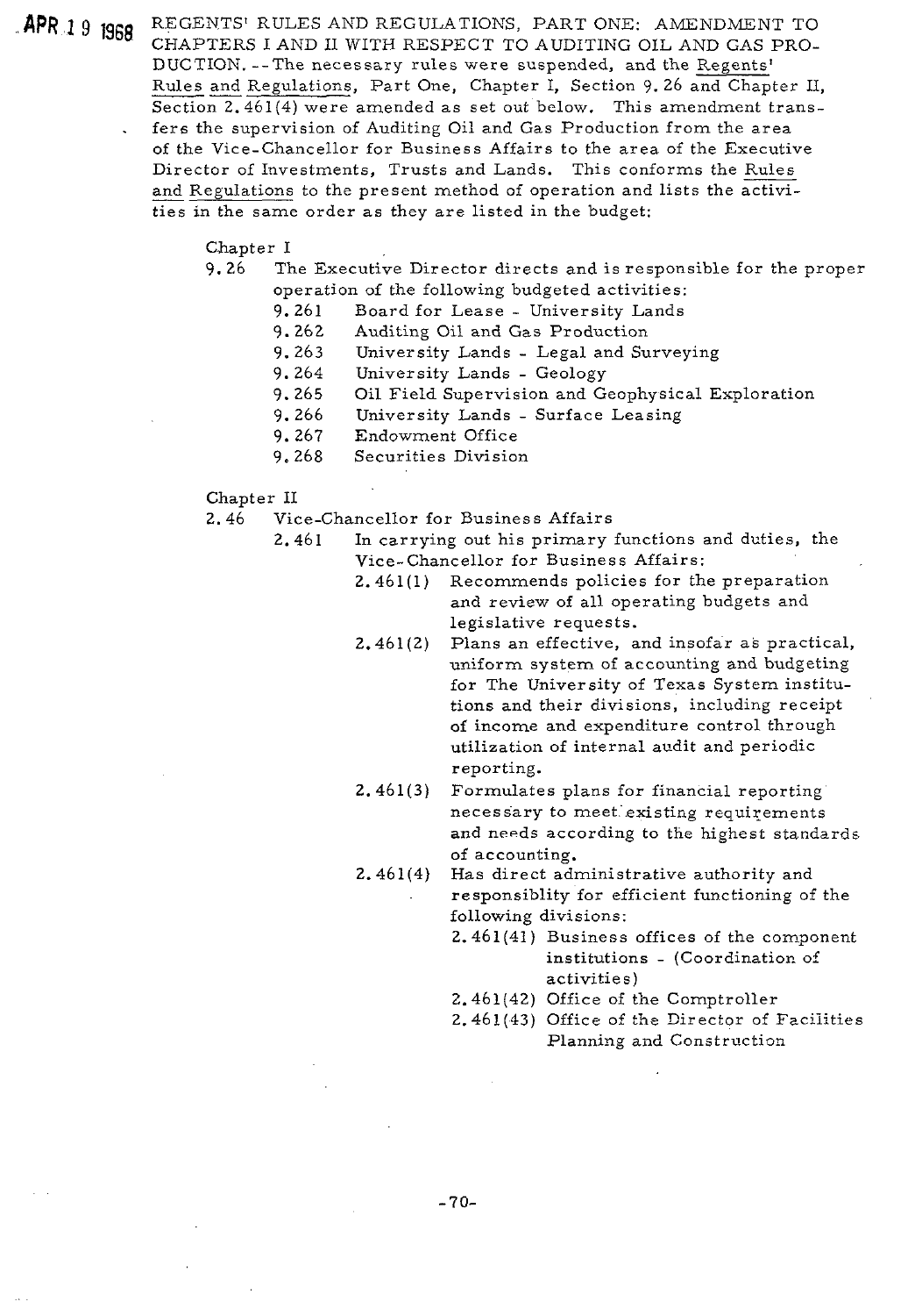APR 19 1968 REGENTS' RULES AND REGULATIONS, PART ONE: AMENDMENT TO CHAPTERS I AND II WITH RESPECT TO AUDITING OIL AND GAS PRODUCTION. --The necessary rules were suspended, and the Regents' Rules and Regulations, Part One, Chapter I, Section 9.26 and Chapter II, Section 2.461(4) were amended as set out below. This amendment transfers the supervision of Auditing Oil and Gas Production from the area of the Vice-Chancellor for Business Affairs to the area of the Executive Director of Investments, Trusts and Lands. This conforms the Rules and Regulations to the present method of operation and lists the activities in the same order as they are listed in the budget:

Chapter I

9.26 The Executive Director directs and is responsible for the proper operation of the following budgeted activities:

- 9.261 Board for Lease - University Lands
- 9.262 Auditing Oil and Gas Production
- 9.263 University Lands - Legal and Surveying
- 9.264 University Lands - Geology
- 9.265 Oil Field Supervision and Geophysical Exploration
- 9.266 University Lands - Surface Leasing
- 9.267 Endowment Office
- 9.268 Securities Division

Chapter II

2.46 Vice-Chancellor for Business Affairs

- 2.461 In carrying out his primary functions and duties, the Vice-Chancellor for Business Affairs:
  - 2.461(1) Recommends policies for the preparation and review of all operating budgets and legislative requests.
  - 2.461(2) Plans an effective, and insofar as practical, uniform system of accounting and budgeting for The University of Texas System institutions and their divisions, including receipt of income and expenditure control through utilization of internal audit and periodic reporting.
  - 2.461(3) Formulates plans for financial reporting necessary to meet existing requirements and needs according to the highest standards of accounting.
  - 2.461(4) Has direct administrative authority and responsiblity for efficient functioning of the following divisions:
    - 2.461(41) Business offices of the component institutions - (Coordination of activities)
    - 2.461(42) Office of the Comptroller
    - 2.461(43) Office of the Director of Facilities Planning and Construction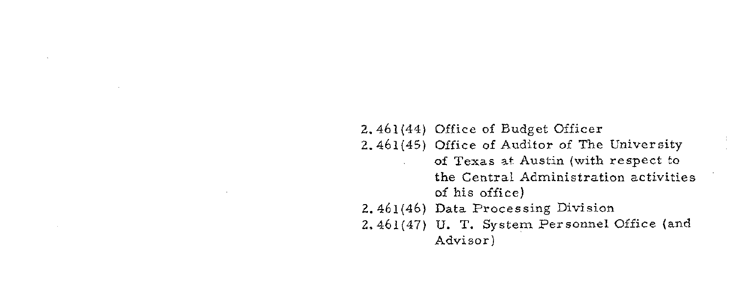2.461(44) Office of Budget Officer

2.461(45) Office of Auditor of The University of Texas at Austin (with respect to the Central Administration activities of his office)

2.461(46) Data Processing Division

2.461(47) U. T. System Personnel Office (and Advisor)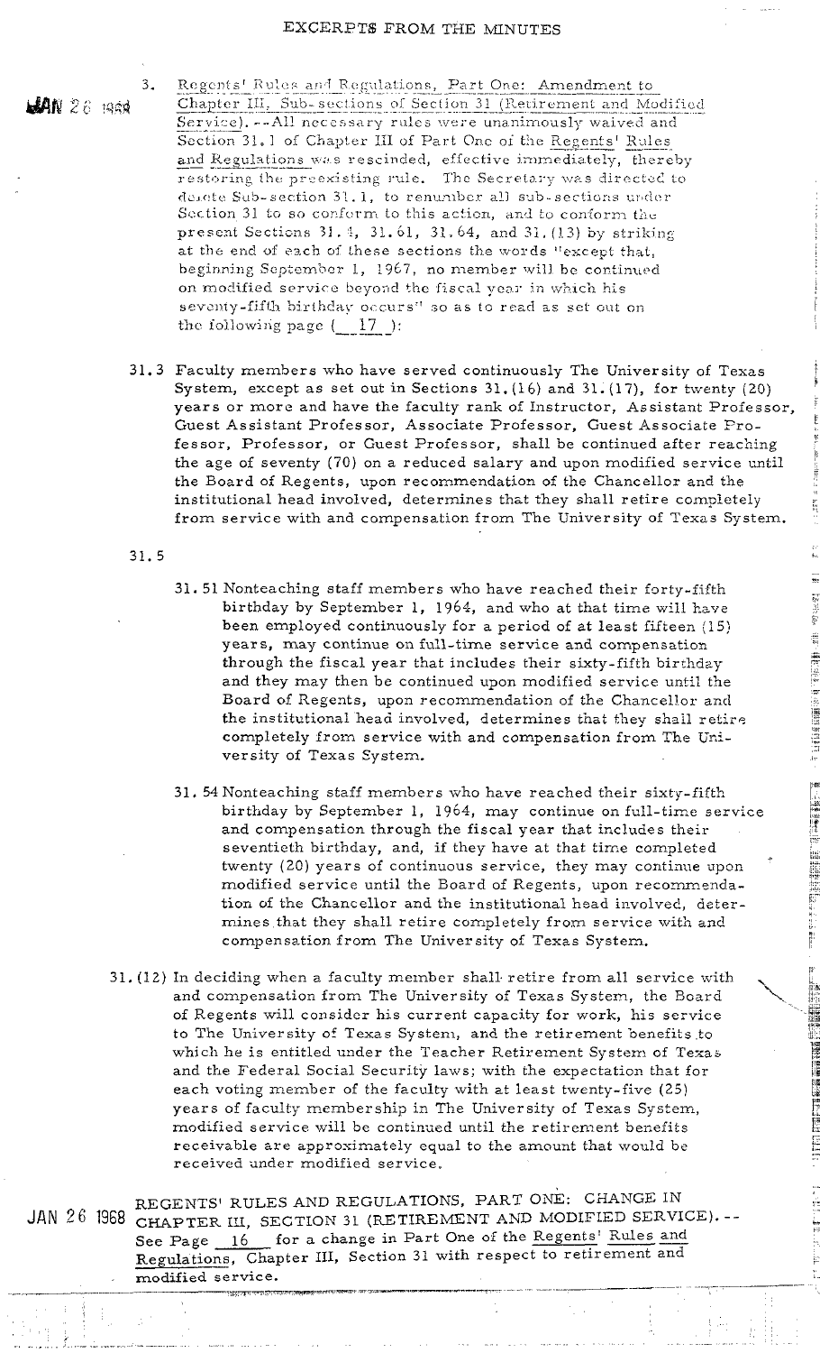# EXCERPTS FROM THE MINUTES

JAN 26 1968

3. Regents' Rules and Regulations, Part One: Amendment to Chapter III, Sub-sections of Section 31 (Retirement and Modified Service). --All necessary rules were unanimously waived and Section 31.1 of Chapter III of Part One of the Regents' Rules and Regulations was rescinded, effective immediately, thereby restoring the preexisting rule. The Secretary was directed to delete Sub-section 31.1, to renumber all sub-sections under Section 31 to so conform to this action, and to conform the present Sections 31.4, 31.61, 31.64, and 31.(13) by striking at the end of each of these sections the words "except that, beginning September 1, 1967, no member will be continued on modified service beyond the fiscal year in which his seventy-fifth birthday occurs" so as to read as set out on the following page ( 17 ):

31.3 Faculty members who have served continuously The University of Texas System, except as set out in Sections 31.(16) and 31.(17), for twenty (20) years or more and have the faculty rank of Instructor, Assistant Professor, Guest Assistant Professor, Associate Professor, Guest Associate Professor, Professor, or Guest Professor, shall be continued after reaching the age of seventy (70) on a reduced salary and upon modified service until the Board of Regents, upon recommendation of the Chancellor and the institutional head involved, determines that they shall retire completely from service with and compensation from The University of Texas System.

31.5

31.51 Nonteaching staff members who have reached their forty-fifth birthday by September 1, 1964, and who at that time will have been employed continuously for a period of at least fifteen (15) years, may continue on full-time service and compensation through the fiscal year that includes their sixty-fifth birthday and they may then be continued upon modified service until the Board of Regents, upon recommendation of the Chancellor and the institutional head involved, determines that they shall retire completely from service with and compensation from The University of Texas System.

31.54 Nonteaching staff members who have reached their sixty-fifth birthday by September 1, 1964, may continue on full-time service and compensation through the fiscal year that includes their seventieth birthday, and, if they have at that time completed twenty (20) years of continuous service, they may continue upon modified service until the Board of Regents, upon recommendation of the Chancellor and the institutional head involved, determines that they shall retire completely from service with and compensation from The University of Texas System.

31.(12) In deciding when a faculty member shall retire from all service with and compensation from The University of Texas System, the Board of Regents will consider his current capacity for work, his service to The University of Texas System, and the retirement benefits to which he is entitled under the Teacher Retirement System of Texas and the Federal Social Security laws; with the expectation that for each voting member of the faculty with at least twenty-five (25) years of faculty membership in The University of Texas System, modified service will be continued until the retirement benefits receivable are approximately equal to the amount that would be received under modified service.

JAN 26 1968 REGENTS' RULES AND REGULATIONS, PART ONE: CHANGE IN CHAPTER III, SECTION 31 (RETIREMENT AND MODIFIED SERVICE). -- See Page 16 for a change in Part One of the Regents' Rules and Regulations, Chapter III, Section 31 with respect to retirement and modified service.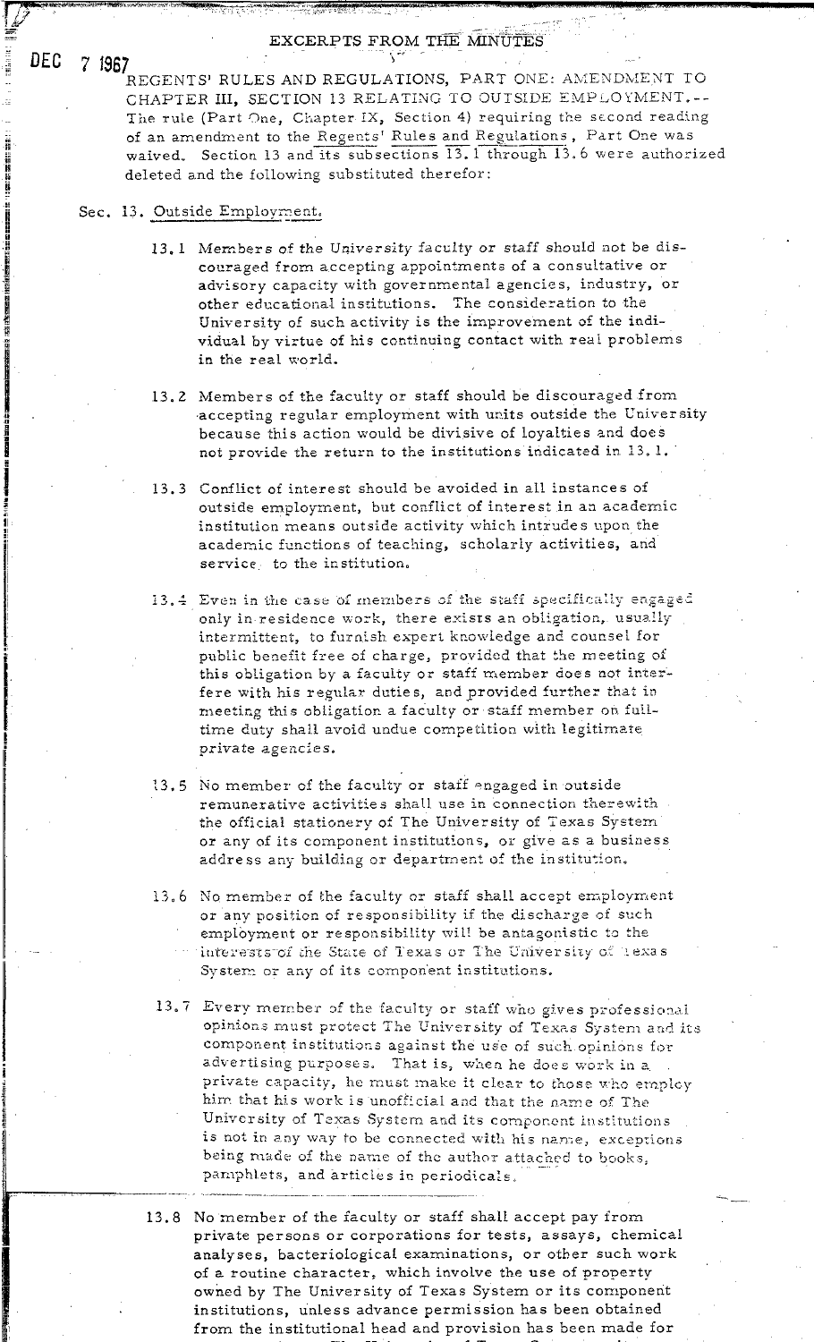DEC 7 1967

# EXCERPTS FROM THE MINUTES

REGENTS' RULES AND REGULATIONS, PART ONE: AMENDMENT TO CHAPTER III, SECTION 13 RELATING TO OUTSIDE EMPLOYMENT.-- The rule (Part One, Chapter IX, Section 4) requiring the second reading of an amendment to the Regents' Rules and Regulations, Part One was waived. Section 13 and its subsections 13.1 through 13.6 were authorized deleted and the following substituted therefor:

Sec. 13. Outside Employment.

13.1 Members of the University faculty or staff should not be discouraged from accepting appointments of a consultative or advisory capacity with governmental agencies, industry, or other educational institutions. The consideration to the University of such activity is the improvement of the individual by virtue of his continuing contact with real problems in the real world.

13.2 Members of the faculty or staff should be discouraged from accepting regular employment with units outside the University because this action would be divisive of loyalties and does not provide the return to the institutions indicated in 13.1.

13.3 Conflict of interest should be avoided in all instances of outside employment, but conflict of interest in an academic institution means outside activity which intrudes upon the academic functions of teaching, scholarly activities, and service to the institution.

13.4 Even in the case of members of the staff specifically engaged only in residence work, there exists an obligation, usually intermittent, to furnish expert knowledge and counsel for public benefit free of charge, provided that the meeting of this obligation by a faculty or staff member does not interfere with his regular duties, and provided further that in meeting this obligation a faculty or staff member on full-time duty shall avoid undue competition with legitimate private agencies.

13.5 No member of the faculty or staff engaged in outside remunerative activities shall use in connection therewith the official stationery of The University of Texas System or any of its component institutions, or give as a business address any building or department of the institution.

13.6 No member of the faculty or staff shall accept employment or any position of responsibility if the discharge of such employment or responsibility will be antagonistic to the interests of the State of Texas or The University of Texas System or any of its component institutions.

13.7 Every member of the faculty or staff who gives professional opinions must protect The University of Texas System and its component institutions against the use of such opinions for advertising purposes. That is, when he does work in a private capacity, he must make it clear to those who employ him that his work is unofficial and that the name of The University of Texas System and its component institutions is not in any way to be connected with his name, exceptions being made of the name of the author attached to books, pamphlets, and articles in periodicals.

13.8 No member of the faculty or staff shall accept pay from private persons or corporations for tests, assays, chemical analyses, bacteriological examinations, or other such work of a routine character, which involve the use of property owned by The University of Texas System or its component institutions, unless advance permission has been obtained from the institutional head and provision has been made for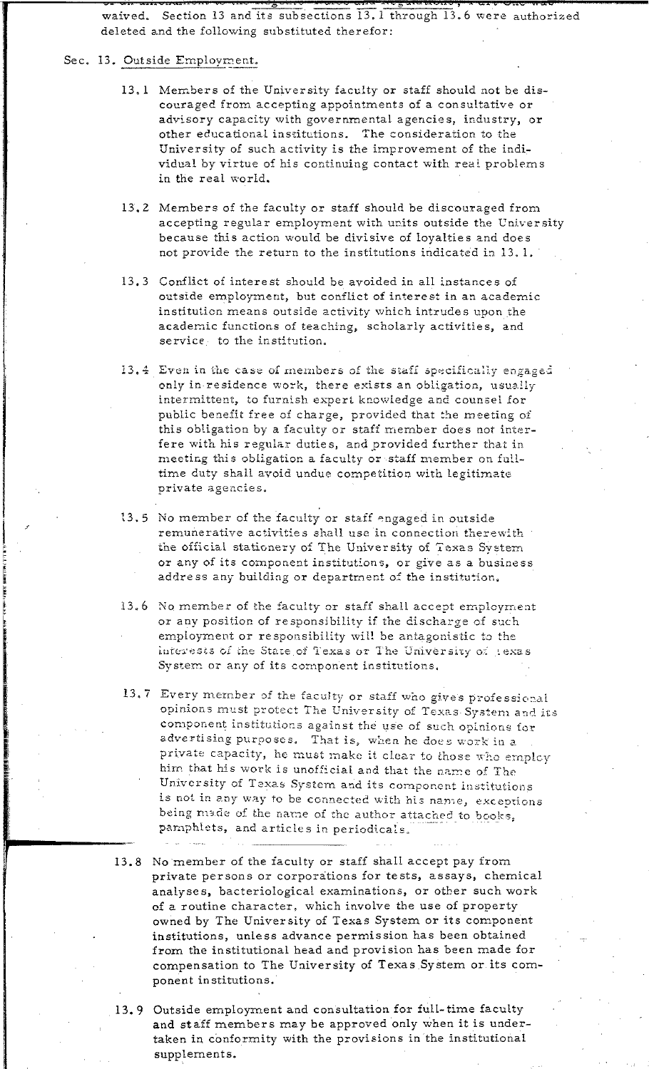waived. Section 13 and its subsections 13.1 through 13.6 were authorized deleted and the following substituted therefor:

Sec. 13. Outside Employment.

13.1 Members of the University faculty or staff should not be discouraged from accepting appointments of a consultative or advisory capacity with governmental agencies, industry, or other educational institutions. The consideration to the University of such activity is the improvement of the individual by virtue of his continuing contact with real problems in the real world.

13.2 Members of the faculty or staff should be discouraged from accepting regular employment with units outside the University because this action would be divisive of loyalties and does not provide the return to the institutions indicated in 13.1.

13.3 Conflict of interest should be avoided in all instances of outside employment, but conflict of interest in an academic institution means outside activity which intrudes upon the academic functions of teaching, scholarly activities, and service to the institution.

13.4 Even in the case of members of the staff specifically engaged only in residence work, there exists an obligation, usually intermittent, to furnish expert knowledge and counsel for public benefit free of charge, provided that the meeting of this obligation by a faculty or staff member does not interfere with his regular duties, and provided further that in meeting this obligation a faculty or staff member on full-time duty shall avoid undue competition with legitimate private agencies.

13.5 No member of the faculty or staff engaged in outside remunerative activities shall use in connection therewith the official stationery of The University of Texas System or any of its component institutions, or give as a business address any building or department of the institution.

13.6 No member of the faculty or staff shall accept employment or any position of responsibility if the discharge of such employment or responsibility will be antagonistic to the interests of the State of Texas or The University of Texas System or any of its component institutions.

13.7 Every member of the faculty or staff who gives professional opinions must protect The University of Texas System and its component institutions against the use of such opinions for advertising purposes. That is, when he does work in a private capacity, he must make it clear to those who employ him that his work is unofficial and that the name of The University of Texas System and its component institutions is not in any way to be connected with his name, exceptions being made of the name of the author attached to books, pamphlets, and articles in periodicals.

13.8 No member of the faculty or staff shall accept pay from private persons or corporations for tests, assays, chemical analyses, bacteriological examinations, or other such work of a routine character, which involve the use of property owned by The University of Texas System or its component institutions, unless advance permission has been obtained from the institutional head and provision has been made for compensation to The University of Texas System or its component institutions.

13.9 Outside employment and consultation for full-time faculty and staff members may be approved only when it is undertaken in conformity with the provisions in the institutional supplements.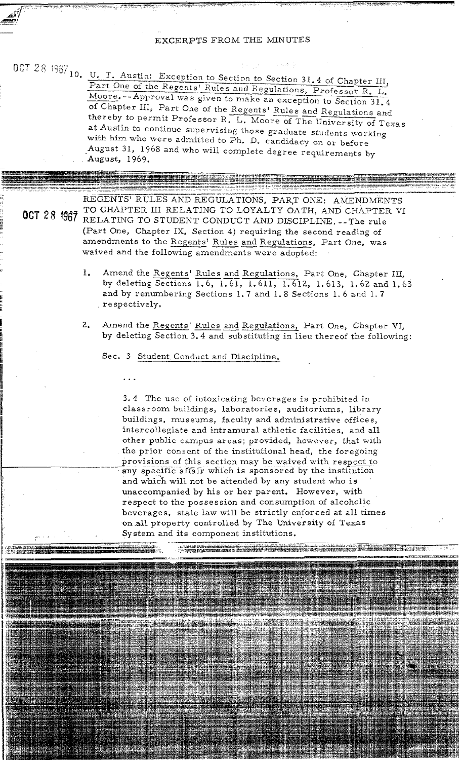EXCERPTS FROM THE MINUTES

OCT 28 1967 10. U. T. Austin: Exception to Section to Section 31.4 of Chapter III, Part One of the Regents' Rules and Regulations, Professor R. L. Moore.--Approval was given to make an exception to Section 31.4 of Chapter III, Part One of the Regents' Rules and Regulations and thereby to permit Professor R. L. Moore of The University of Texas at Austin to continue supervising those graduate students working with him who were admitted to Ph. D. candidacy on or before August 31, 1968 and who will complete degree requirements by August, 1969.

---

OCT 28 1967 REGENTS' RULES AND REGULATIONS, PART ONE: AMENDMENTS TO CHAPTER III RELATING TO LOYALTY OATH, AND CHAPTER VI RELATING TO STUDENT CONDUCT AND DISCIPLINE.--The rule (Part One, Chapter IX, Section 4) requiring the second reading of amendments to the Regents' Rules and Regulations, Part One, was waived and the following amendments were adopted:

1. Amend the Regents' Rules and Regulations, Part One, Chapter III, by deleting Sections 1.6, 1.61, 1.611, 1.612, 1.613, 1.62 and 1.63 and by renumbering Sections 1.7 and 1.8 Sections 1.6 and 1.7 respectively.

2. Amend the Regents' Rules and Regulations, Part One, Chapter VI, by deleting Section 3.4 and substituting in lieu thereof the following:

   Sec. 3 Student Conduct and Discipline.

   ...

   3.4 The use of intoxicating beverages is prohibited in classroom buildings, laboratories, auditoriums, library buildings, museums, faculty and administrative offices, intercollegiate and intramural athletic facilities, and all other public campus areas; provided, however, that with the prior consent of the institutional head, the foregoing provisions of this section may be waived with respect to any specific affair which is sponsored by the institution and which will not be attended by any student who is unaccompanied by his or her parent. However, with respect to the possession and consumption of alcoholic beverages, state law will be strictly enforced at all times on all property controlled by The University of Texas System and its component institutions.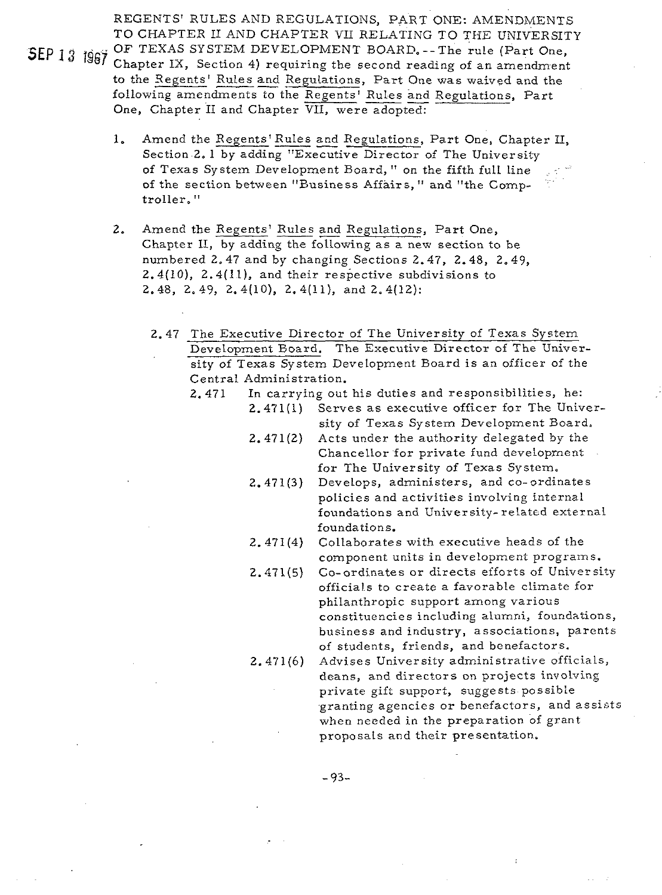SEP 13 1967

REGENTS' RULES AND REGULATIONS, PART ONE: AMENDMENTS TO CHAPTER II AND CHAPTER VII RELATING TO THE UNIVERSITY OF TEXAS SYSTEM DEVELOPMENT BOARD.--The rule (Part One, Chapter IX, Section 4) requiring the second reading of an amendment to the Regents' Rules and Regulations, Part One was waived and the following amendments to the Regents' Rules and Regulations, Part One, Chapter II and Chapter VII, were adopted:

1. Amend the Regents' Rules and Regulations, Part One, Chapter II, Section 2.1 by adding "Executive Director of The University of Texas System Development Board," on the fifth full line of the section between "Business Affairs," and "the Comptroller."

2. Amend the Regents' Rules and Regulations, Part One, Chapter II, by adding the following as a new section to be numbered 2.47 and by changing Sections 2.47, 2.48, 2.49, 2.4(10), 2.4(11), and their respective subdivisions to 2.48, 2.49, 2.4(10), 2.4(11), and 2.4(12):

    2.47 The Executive Director of The University of Texas System Development Board. The Executive Director of The University of Texas System Development Board is an officer of the Central Administration.

    2.471 In carrying out his duties and responsibilities, he:

    - 2.471(1) Serves as executive officer for The University of Texas System Development Board.
    - 2.471(2) Acts under the authority delegated by the Chancellor for private fund development for The University of Texas System.
    - 2.471(3) Develops, administers, and co-ordinates policies and activities involving internal foundations and University-related external foundations.
    - 2.471(4) Collaborates with executive heads of the component units in development programs.
    - 2.471(5) Co-ordinates or directs efforts of University officials to create a favorable climate for philanthropic support among various constituencies including alumni, foundations, business and industry, associations, parents of students, friends, and benefactors.
    - 2.471(6) Advises University administrative officials, deans, and directors on projects involving private gift support, suggests possible granting agencies or benefactors, and assists when needed in the preparation of grant proposals and their presentation.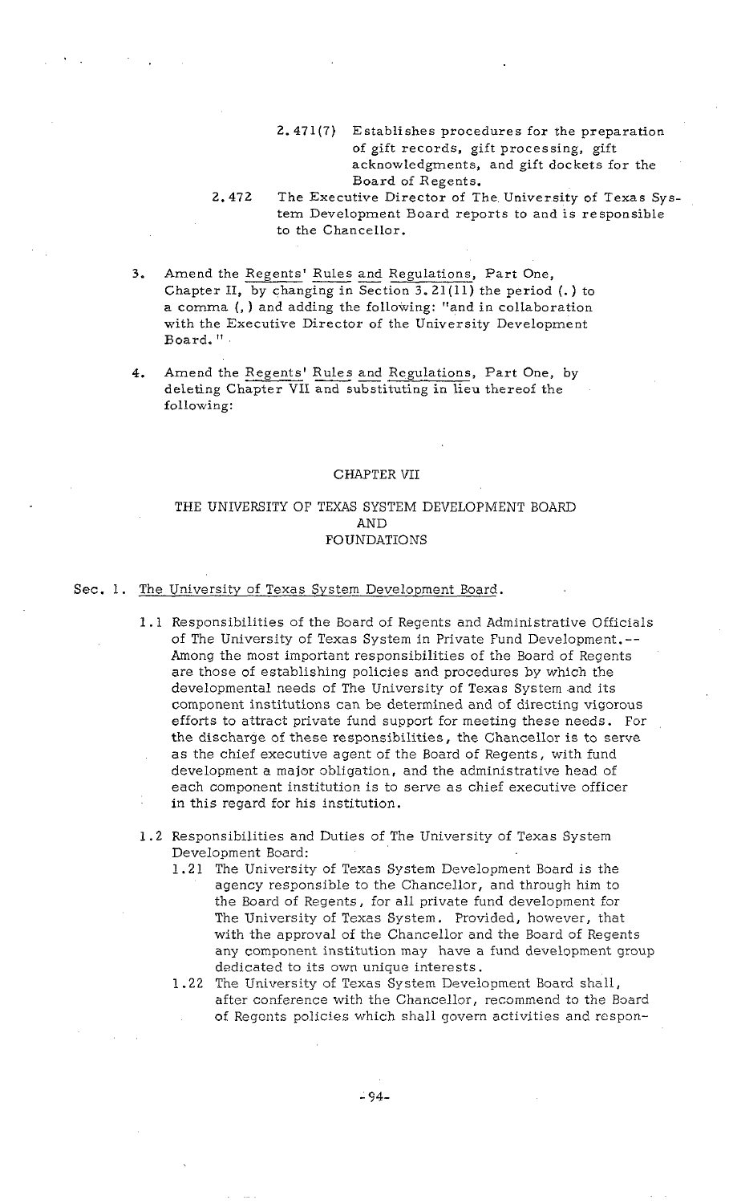2.471(7) Establishes procedures for the preparation of gift records, gift processing, gift acknowledgments, and gift dockets for the Board of Regents.

2.472 The Executive Director of The University of Texas System Development Board reports to and is responsible to the Chancellor.

3. Amend the Regents' Rules and Regulations, Part One, Chapter II, by changing in Section 3.21(11) the period (.) to a comma (,) and adding the following: "and in collaboration with the Executive Director of the University Development Board."

4. Amend the Regents' Rules and Regulations, Part One, by deleting Chapter VII and substituting in lieu thereof the following:

## CHAPTER VII

## THE UNIVERSITY OF TEXAS SYSTEM DEVELOPMENT BOARD AND FOUNDATIONS

### Sec. 1. The University of Texas System Development Board.

1.1 Responsibilities of the Board of Regents and Administrative Officials of The University of Texas System in Private Fund Development.-- Among the most important responsibilities of the Board of Regents are those of establishing policies and procedures by which the developmental needs of The University of Texas System and its component institutions can be determined and of directing vigorous efforts to attract private fund support for meeting these needs. For the discharge of these responsibilities, the Chancellor is to serve as the chief executive agent of the Board of Regents, with fund development a major obligation, and the administrative head of each component institution is to serve as chief executive officer in this regard for his institution.

1.2 Responsibilities and Duties of The University of Texas System Development Board:

1.21 The University of Texas System Development Board is the agency responsible to the Chancellor, and through him to the Board of Regents, for all private fund development for The University of Texas System. Provided, however, that with the approval of the Chancellor and the Board of Regents any component institution may have a fund development group dedicated to its own unique interests.

1.22 The University of Texas System Development Board shall, after conference with the Chancellor, recommend to the Board of Regents policies which shall govern activities and respon-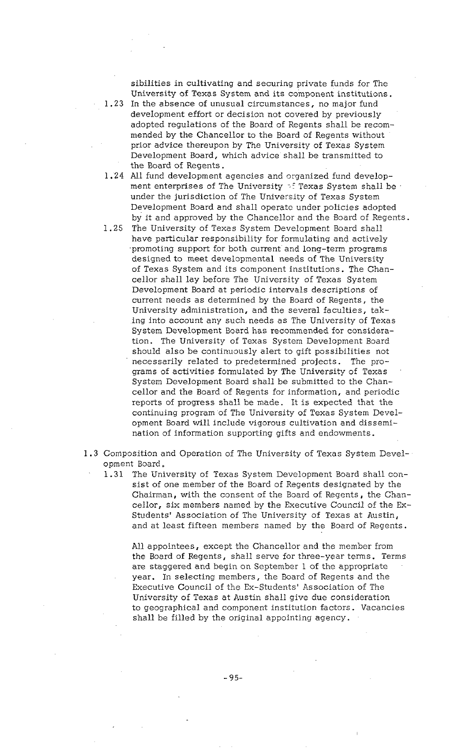sibilities in cultivating and securing private funds for The University of Texas System and its component institutions.

1.23 In the absence of unusual circumstances, no major fund development effort or decision not covered by previously adopted regulations of the Board of Regents shall be recommended by the Chancellor to the Board of Regents without prior advice thereupon by The University of Texas System Development Board, which advice shall be transmitted to the Board of Regents.

1.24 All fund development agencies and organized fund development enterprises of The University of Texas System shall be under the jurisdiction of The University of Texas System Development Board and shall operate under policies adopted by it and approved by the Chancellor and the Board of Regents.

1.25 The University of Texas System Development Board shall have particular responsibility for formulating and actively promoting support for both current and long-term programs designed to meet developmental needs of The University of Texas System and its component institutions. The Chancellor shall lay before The University of Texas System Development Board at periodic intervals descriptions of current needs as determined by the Board of Regents, the University administration, and the several faculties, taking into account any such needs as The University of Texas System Development Board has recommended for consideration. The University of Texas System Development Board should also be continuously alert to gift possibilities not necessarily related to predetermined projects. The programs of activities formulated by The University of Texas System Development Board shall be submitted to the Chancellor and the Board of Regents for information, and periodic reports of progress shall be made. It is expected that the continuing program of The University of Texas System Development Board will include vigorous cultivation and dissemination of information supporting gifts and endowments.

1.3 Composition and Operation of The University of Texas System Development Board.

1.31 The University of Texas System Development Board shall consist of one member of the Board of Regents designated by the Chairman, with the consent of the Board of Regents, the Chancellor, six members named by the Executive Council of the Ex-Students' Association of The University of Texas at Austin, and at least fifteen members named by the Board of Regents.

All appointees, except the Chancellor and the member from the Board of Regents, shall serve for three-year terms. Terms are staggered and begin on September 1 of the appropriate year. In selecting members, the Board of Regents and the Executive Council of the Ex-Students' Association of The University of Texas at Austin shall give due consideration to geographical and component institution factors. Vacancies shall be filled by the original appointing agency.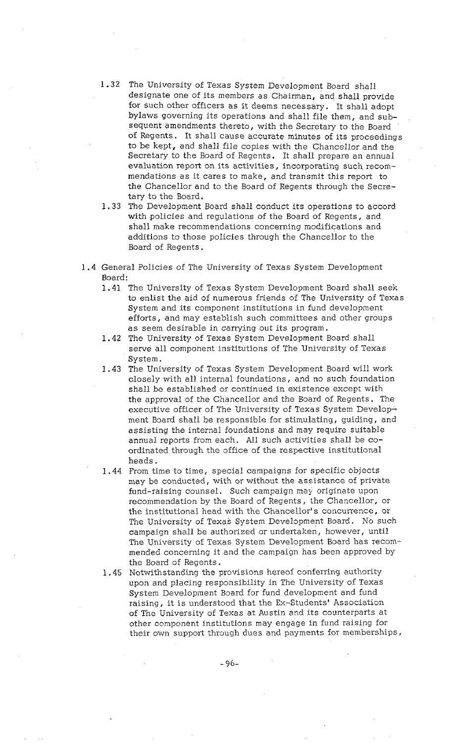1.32 The University of Texas System Development Board shall designate one of its members as Chairman, and shall provide for such other officers as it deems necessary. It shall adopt bylaws governing its operations and shall file them, and subsequent amendments thereto, with the Secretary to the Board of Regents. It shall cause accurate minutes of its proceedings to be kept, and shall file copies with the Chancellor and the Secretary to the Board of Regents. It shall prepare an annual evaluation report on its activities, incorporating such recommendations as it cares to make, and transmit this report to the Chancellor and to the Board of Regents through the Secretary to the Board.

1.33 The Development Board shall conduct its operations to accord with policies and regulations of the Board of Regents, and shall make recommendations concerning modifications and additions to those policies through the Chancellor to the Board of Regents.

1.4 General Policies of The University of Texas System Development Board:

1.41 The University of Texas System Development Board shall seek to enlist the aid of numerous friends of The University of Texas System and its component institutions in fund development efforts, and may establish such committees and other groups as seem desirable in carrying out its program.

1.42 The University of Texas System Development Board shall serve all component institutions of The University of Texas System.

1.43 The University of Texas System Development Board will work closely with all internal foundations, and no such foundation shall be established or continued in existence except with the approval of the Chancellor and the Board of Regents. The executive officer of The University of Texas System Development Board shall be responsible for stimulating, guiding, and assisting the internal foundations and may require suitable annual reports from each. All such activities shall be coordinated through the office of the respective institutional heads.

1.44 From time to time, special campaigns for specific objects may be conducted, with or without the assistance of private fund-raising counsel. Such campaign may originate upon recommendation by the Board of Regents, the Chancellor, or the institutional head with the Chancellor's concurrence, or The University of Texas System Development Board. No such campaign shall be authorized or undertaken, however, until The University of Texas System Development Board has recommended concerning it and the campaign has been approved by the Board of Regents.

1.45 Notwithstanding the provisions hereof conferring authority upon and placing responsibility in The University of Texas System Development Board for fund development and fund raising, it is understood that the Ex-Students' Association of The University of Texas at Austin and its counterparts at other component institutions may engage in fund raising for their own support through dues and payments for memberships,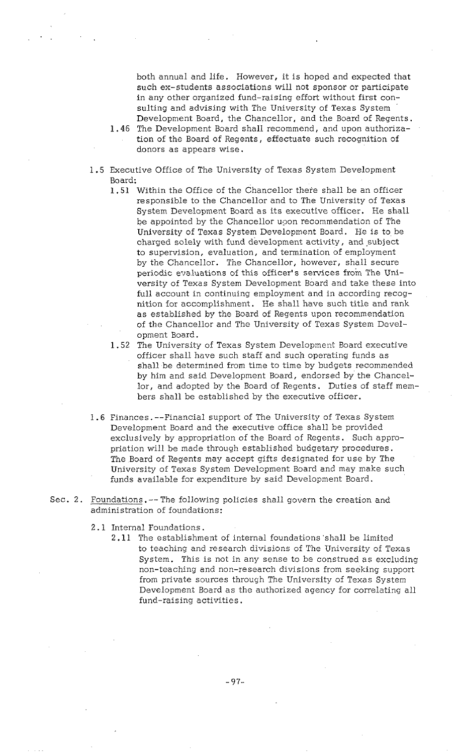both annual and life. However, it is hoped and expected that such ex-students associations will not sponsor or participate in any other organized fund-raising effort without first consulting and advising with The University of Texas System Development Board, the Chancellor, and the Board of Regents.

1.46 The Development Board shall recommend, and upon authorization of the Board of Regents, effectuate such recognition of donors as appears wise.

1.5 Executive Office of The University of Texas System Development Board:

1.51 Within the Office of the Chancellor there shall be an officer responsible to the Chancellor and to The University of Texas System Development Board as its executive officer. He shall be appointed by the Chancellor upon recommendation of The University of Texas System Development Board. He is to be charged solely with fund development activity, and subject to supervision, evaluation, and termination of employment by the Chancellor. The Chancellor, however, shall secure periodic evaluations of this officer's services from The University of Texas System Development Board and take these into full account in continuing employment and in according recognition for accomplishment. He shall have such title and rank as established by the Board of Regents upon recommendation of the Chancellor and The University of Texas System Development Board.

1.52 The University of Texas System Development Board executive officer shall have such staff and such operating funds as shall be determined from time to time by budgets recommended by him and said Development Board, endorsed by the Chancellor, and adopted by the Board of Regents. Duties of staff members shall be established by the executive officer.

1.6 Finances.--Financial support of The University of Texas System Development Board and the executive office shall be provided exclusively by appropriation of the Board of Regents. Such appropriation will be made through established budgetary procedures. The Board of Regents may accept gifts designated for use by The University of Texas System Development Board and may make such funds available for expenditure by said Development Board.

Sec. 2. Foundations.-- The following policies shall govern the creation and administration of foundations:

2.1 Internal Foundations.

2.11 The establishment of internal foundations shall be limited to teaching and research divisions of The University of Texas System. This is not in any sense to be construed as excluding non-teaching and non-research divisions from seeking support from private sources through The University of Texas System Development Board as the authorized agency for correlating all fund-raising activities.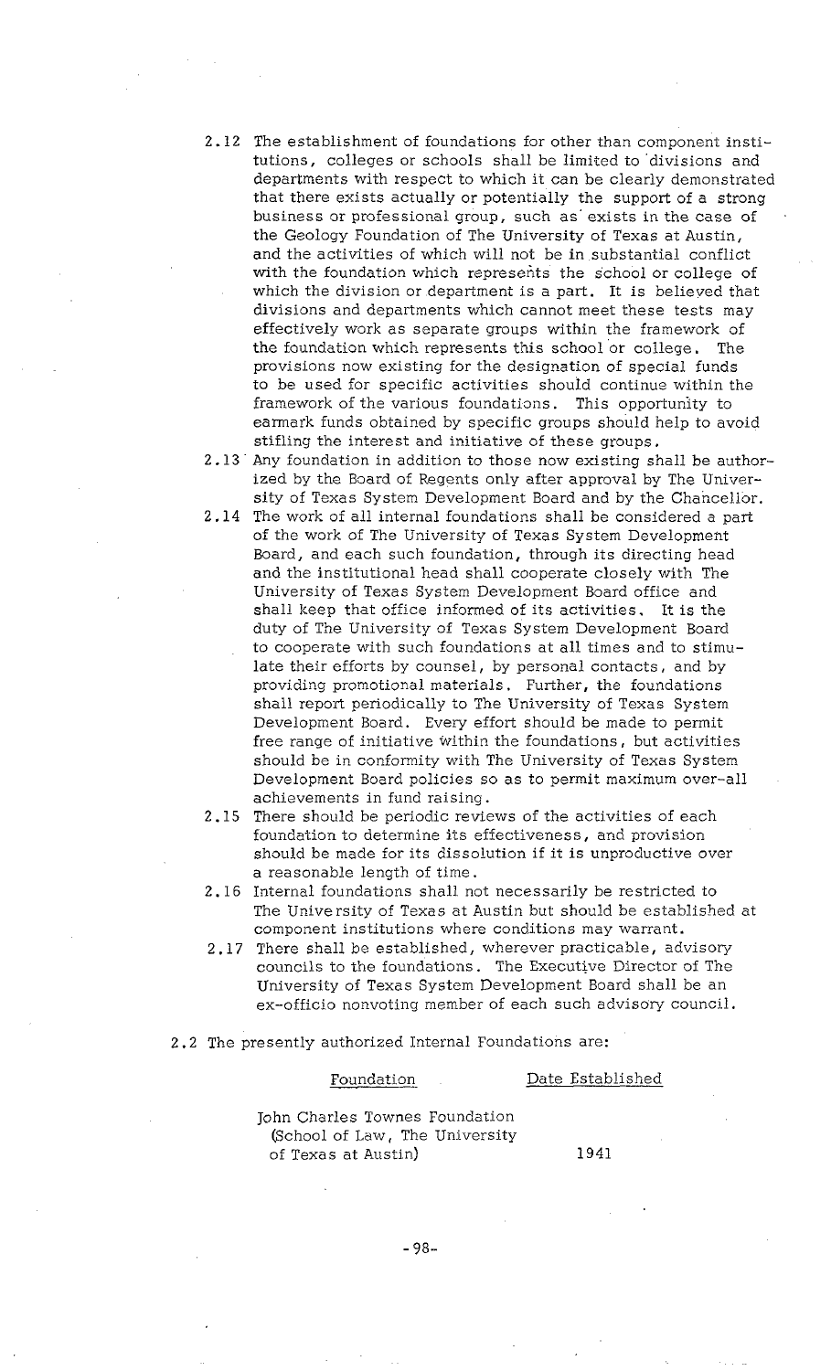2.12 The establishment of foundations for other than component institutions, colleges or schools shall be limited to divisions and departments with respect to which it can be clearly demonstrated that there exists actually or potentially the support of a strong business or professional group, such as exists in the case of the Geology Foundation of The University of Texas at Austin, and the activities of which will not be in substantial conflict with the foundation which represents the school or college of which the division or department is a part. It is believed that divisions and departments which cannot meet these tests may effectively work as separate groups within the framework of the foundation which represents this school or college. The provisions now existing for the designation of special funds to be used for specific activities should continue within the framework of the various foundations. This opportunity to earmark funds obtained by specific groups should help to avoid stifling the interest and initiative of these groups.

2.13 Any foundation in addition to those now existing shall be authorized by the Board of Regents only after approval by The University of Texas System Development Board and by the Chancellor.

2.14 The work of all internal foundations shall be considered a part of the work of The University of Texas System Development Board, and each such foundation, through its directing head and the institutional head shall cooperate closely with The University of Texas System Development Board office and shall keep that office informed of its activities. It is the duty of The University of Texas System Development Board to cooperate with such foundations at all times and to stimulate their efforts by counsel, by personal contacts, and by providing promotional materials. Further, the foundations shall report periodically to The University of Texas System Development Board. Every effort should be made to permit free range of initiative within the foundations, but activities should be in conformity with The University of Texas System Development Board policies so as to permit maximum over-all achievements in fund raising.

2.15 There should be periodic reviews of the activities of each foundation to determine its effectiveness, and provision should be made for its dissolution if it is unproductive over a reasonable length of time.

2.16 Internal foundations shall not necessarily be restricted to The University of Texas at Austin but should be established at component institutions where conditions may warrant.

2.17 There shall be established, wherever practicable, advisory councils to the foundations. The Executive Director of The University of Texas System Development Board shall be an ex-officio nonvoting member of each such advisory council.

2.2 The presently authorized Internal Foundations are:

| Foundation | Date Established |
|---|---|
| John Charles Townes Foundation (School of Law, The University of Texas at Austin) | 1941 |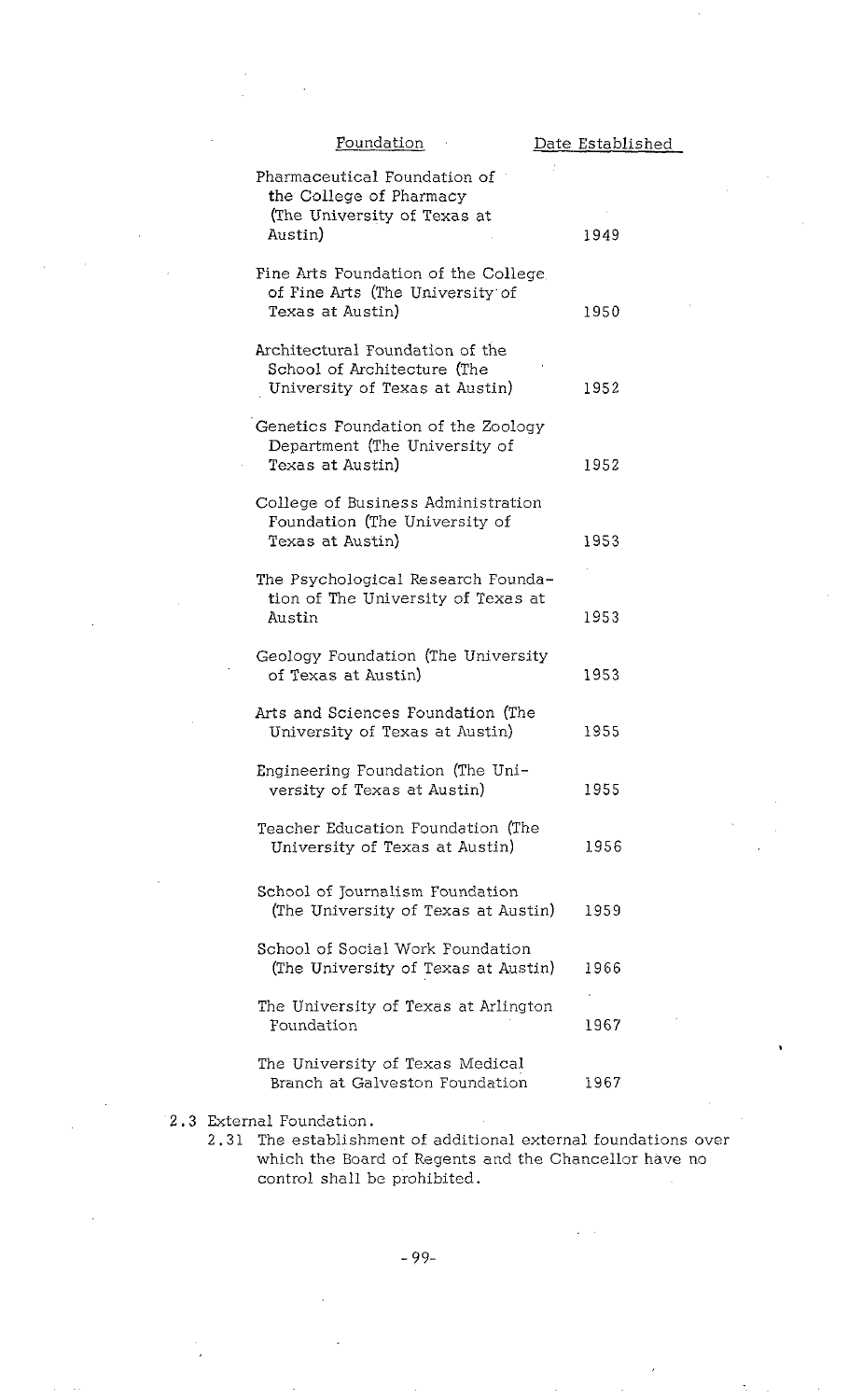| Foundation | Date Established |
|---|---|
| Pharmaceutical Foundation of the College of Pharmacy (The University of Texas at Austin) | 1949 |
| Fine Arts Foundation of the College of Fine Arts (The University of Texas at Austin) | 1950 |
| Architectural Foundation of the School of Architecture (The University of Texas at Austin) | 1952 |
| Genetics Foundation of the Zoology Department (The University of Texas at Austin) | 1952 |
| College of Business Administration Foundation (The University of Texas at Austin) | 1953 |
| The Psychological Research Foundation of The University of Texas at Austin | 1953 |
| Geology Foundation (The University of Texas at Austin) | 1953 |
| Arts and Sciences Foundation (The University of Texas at Austin) | 1955 |
| Engineering Foundation (The University of Texas at Austin) | 1955 |
| Teacher Education Foundation (The University of Texas at Austin) | 1956 |
| School of Journalism Foundation (The University of Texas at Austin) | 1959 |
| School of Social Work Foundation (The University of Texas at Austin) | 1966 |
| The University of Texas at Arlington Foundation | 1967 |
| The University of Texas Medical Branch at Galveston Foundation | 1967 |

2.3 External Foundation.

2.31 The establishment of additional external foundations over which the Board of Regents and the Chancellor have no control shall be prohibited.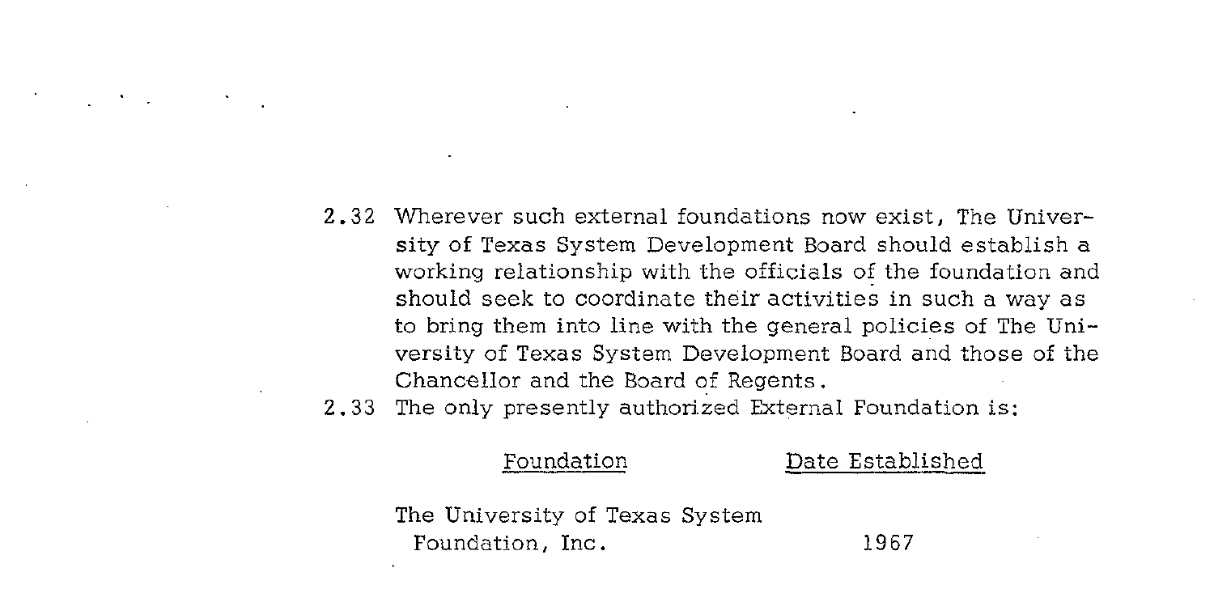2.32 Wherever such external foundations now exist, The University of Texas System Development Board should establish a working relationship with the officials of the foundation and should seek to coordinate their activities in such a way as to bring them into line with the general policies of The University of Texas System Development Board and those of the Chancellor and the Board of Regents.

2.33 The only presently authorized External Foundation is:

| Foundation | Date Established |
|---|---|
| The University of Texas System Foundation, Inc. | 1967 |